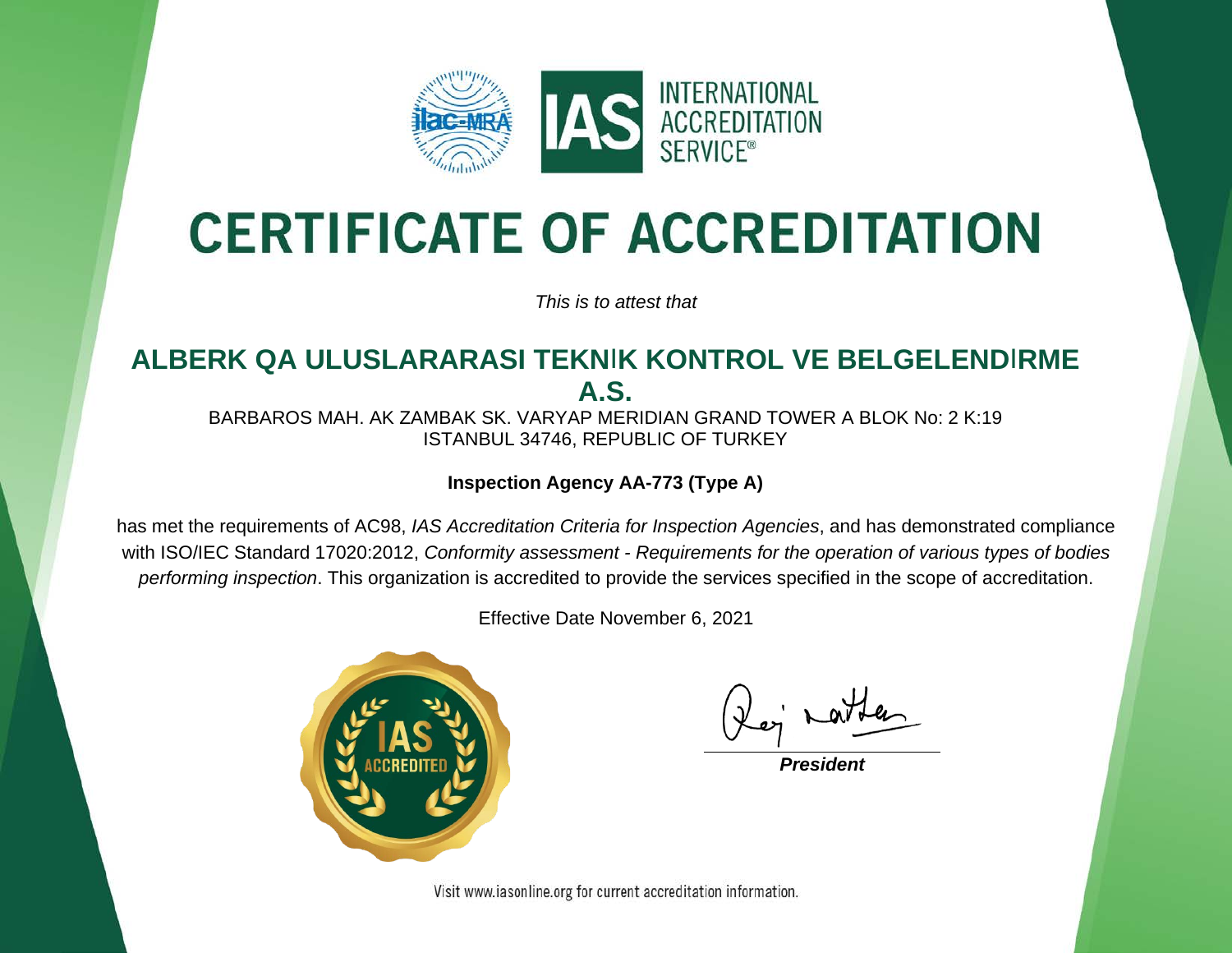INTERNATIONAL ACCREDITATION SERVICE®

# CERTIFICATE OF ACCREDITATION

*This is to attest that*

## ALBERK QA ULUSLARARASI TEKNIK KONTROL VE BELGELENDIRME A.S.

BARBAROS MAH. AK ZAMBAK SK. VARYAP MERIDIAN GRAND TOWER A BLOK No: 2 K:19
ISTANBUL 34746, REPUBLIC OF TURKEY

**Inspection Agency AA-773 (Type A)**

has met the requirements of AC98, *IAS Accreditation Criteria for Inspection Agencies*, and has demonstrated compliance with ISO/IEC Standard 17020:2012, *Conformity assessment - Requirements for the operation of various types of bodies performing inspection*. This organization is accredited to provide the services specified in the scope of accreditation.

Effective Date November 6, 2021

***President***

Visit www.iasonline.org for current accreditation information.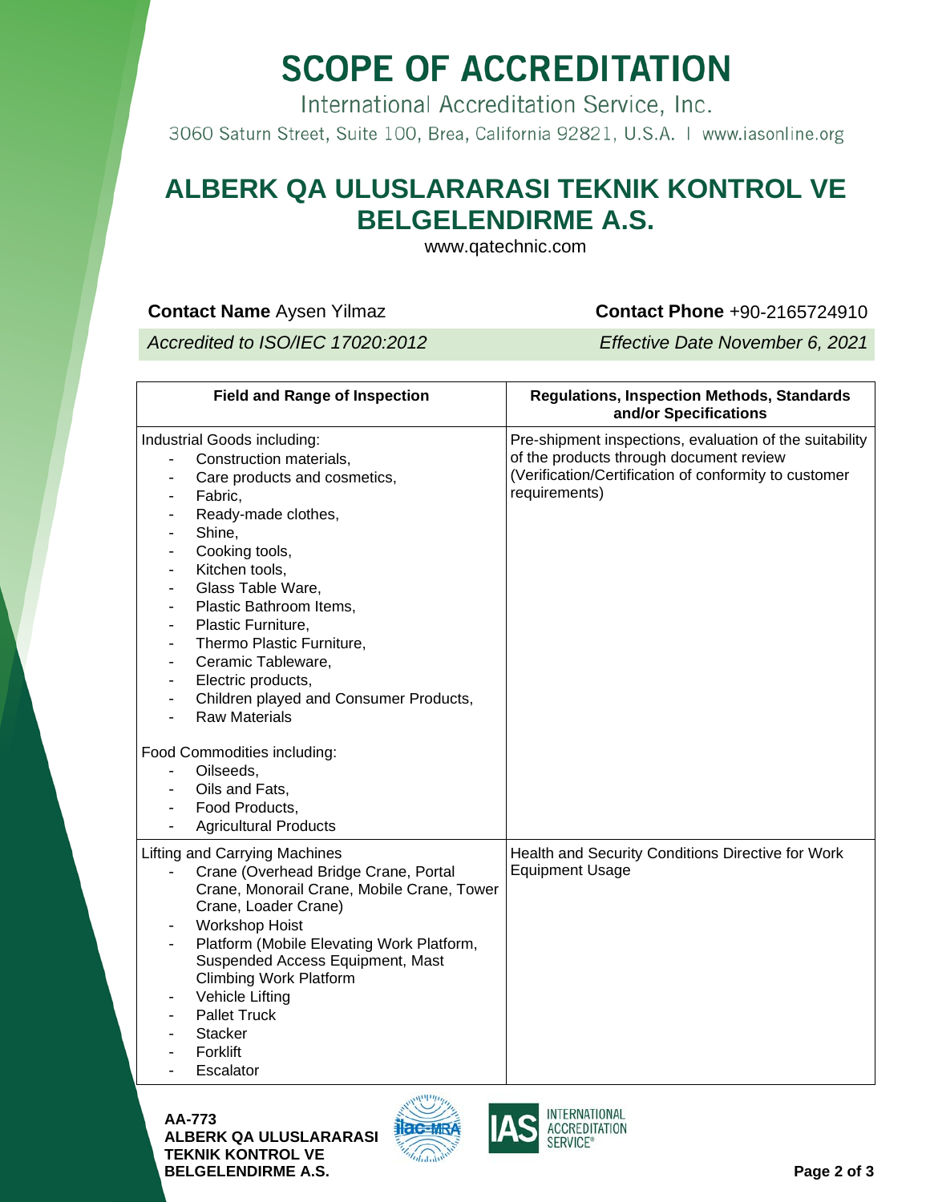# SCOPE OF ACCREDITATION

International Accreditation Service, Inc.

3060 Saturn Street, Suite 100, Brea, California 92821, U.S.A. | www.iasonline.org

## ALBERK QA ULUSLARARASI TEKNIK KONTROL VE BELGELENDIRME A.S.

www.qatechnic.com

**Contact Name** Aysen Yilmaz **Contact Phone** +90-2165724910

*Accredited to ISO/IEC 17020:2012* *Effective Date November 6, 2021*

| Field and Range of Inspection | Regulations, Inspection Methods, Standards and/or Specifications |
|---|---|
| Industrial Goods including:<br>- Construction materials,<br>- Care products and cosmetics,<br>- Fabric,<br>- Ready-made clothes,<br>- Shine,<br>- Cooking tools,<br>- Kitchen tools,<br>- Glass Table Ware,<br>- Plastic Bathroom Items,<br>- Plastic Furniture,<br>- Thermo Plastic Furniture,<br>- Ceramic Tableware,<br>- Electric products,<br>- Children played and Consumer Products,<br>- Raw Materials<br><br>Food Commodities including:<br>- Oilseeds,<br>- Oils and Fats,<br>- Food Products,<br>- Agricultural Products | Pre-shipment inspections, evaluation of the suitability of the products through document review (Verification/Certification of conformity to customer requirements) |
| Lifting and Carrying Machines<br>- Crane (Overhead Bridge Crane, Portal Crane, Monorail Crane, Mobile Crane, Tower Crane, Loader Crane)<br>- Workshop Hoist<br>- Platform (Mobile Elevating Work Platform, Suspended Access Equipment, Mast Climbing Work Platform<br>- Vehicle Lifting<br>- Pallet Truck<br>- Stacker<br>- Forklift<br>- Escalator | Health and Security Conditions Directive for Work Equipment Usage |

**AA-773**
**ALBERK QA ULUSLARARASI TEKNIK KONTROL VE BELGELENDIRME A.S.**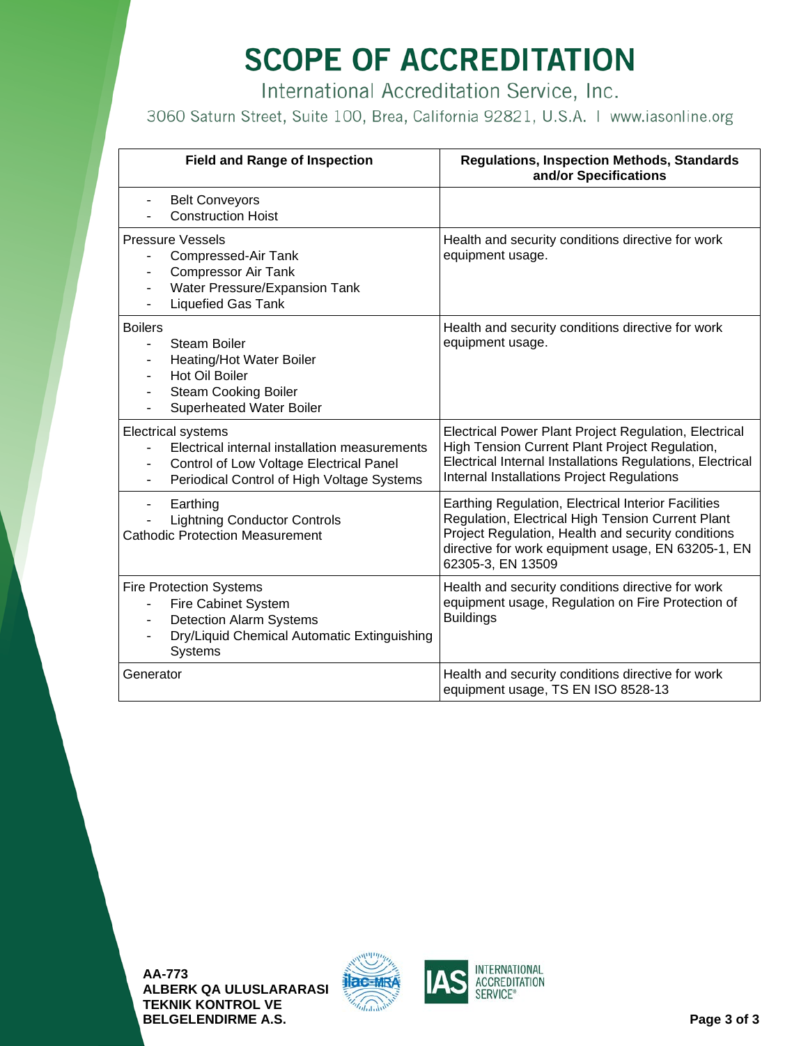# SCOPE OF ACCREDITATION

International Accreditation Service, Inc.

3060 Saturn Street, Suite 100, Brea, California 92821, U.S.A. | www.iasonline.org

| Field and Range of Inspection | Regulations, Inspection Methods, Standards and/or Specifications |
|---|---|
| - Belt Conveyors<br>- Construction Hoist | |
| Pressure Vessels<br>- Compressed-Air Tank<br>- Compressor Air Tank<br>- Water Pressure/Expansion Tank<br>- Liquefied Gas Tank | Health and security conditions directive for work equipment usage. |
| Boilers<br>- Steam Boiler<br>- Heating/Hot Water Boiler<br>- Hot Oil Boiler<br>- Steam Cooking Boiler<br>- Superheated Water Boiler | Health and security conditions directive for work equipment usage. |
| Electrical systems<br>- Electrical internal installation measurements<br>- Control of Low Voltage Electrical Panel<br>- Periodical Control of High Voltage Systems | Electrical Power Plant Project Regulation, Electrical High Tension Current Plant Project Regulation, Electrical Internal Installations Regulations, Electrical Internal Installations Project Regulations |
| - Earthing<br>- Lightning Conductor Controls<br>Cathodic Protection Measurement | Earthing Regulation, Electrical Interior Facilities Regulation, Electrical High Tension Current Plant Project Regulation, Health and security conditions directive for work equipment usage, EN 63205-1, EN 62305-3, EN 13509 |
| Fire Protection Systems<br>- Fire Cabinet System<br>- Detection Alarm Systems<br>- Dry/Liquid Chemical Automatic Extinguishing Systems | Health and security conditions directive for work equipment usage, Regulation on Fire Protection of Buildings |
| Generator | Health and security conditions directive for work equipment usage, TS EN ISO 8528-13 |

**AA-773**
**ALBERK QA ULUSLARARASI TEKNIK KONTROL VE BELGELENDIRME A.S.**